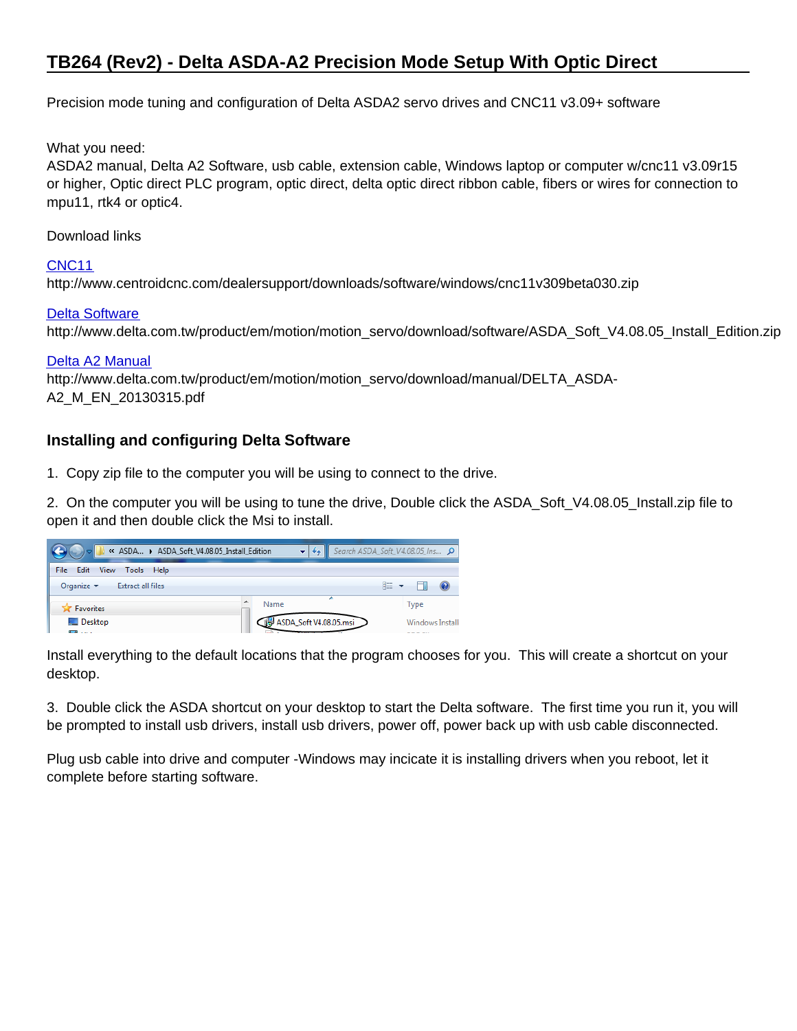# TB264 (Rev2) - Delta ASDA-A2 Precision Mode Setup With Optic Direct

Precision mode tuning and configuration of Delta ASDA2 servo drives and CNC11 v3.09+ software

What you need:
ASDA2 manual, Delta A2 Software, usb cable, extension cable, Windows laptop or computer w/cnc11 v3.09r15 or higher, Optic direct PLC program, optic direct, delta optic direct ribbon cable, fibers or wires for connection to mpu11, rtk4 or optic4.

Download links

[CNC11](http://www.centroidcnc.com/dealersupport/downloads/software/windows/cnc11v309beta030.zip)
http://www.centroidcnc.com/dealersupport/downloads/software/windows/cnc11v309beta030.zip

[Delta Software](http://www.delta.com.tw/product/em/motion/motion_servo/download/software/ASDA_Soft_V4.08.05_Install_Edition.zip)
http://www.delta.com.tw/product/em/motion/motion_servo/download/software/ASDA_Soft_V4.08.05_Install_Edition.zip

[Delta A2 Manual](http://www.delta.com.tw/product/em/motion/motion_servo/download/manual/DELTA_ASDA-A2_M_EN_20130315.pdf)
http://www.delta.com.tw/product/em/motion/motion_servo/download/manual/DELTA_ASDA-A2_M_EN_20130315.pdf

## Installing and configuring Delta Software

1. Copy zip file to the computer you will be using to connect to the drive.

2. On the computer you will be using to tune the drive, Double click the ASDA_Soft_V4.08.05_Install.zip file to open it and then double click the Msi to install.

Install everything to the default locations that the program chooses for you. This will create a shortcut on your desktop.

3. Double click the ASDA shortcut on your desktop to start the Delta software. The first time you run it, you will be prompted to install usb drivers, install usb drivers, power off, power back up with usb cable disconnected.

Plug usb cable into drive and computer -Windows may incicate it is installing drivers when you reboot, let it complete before starting software.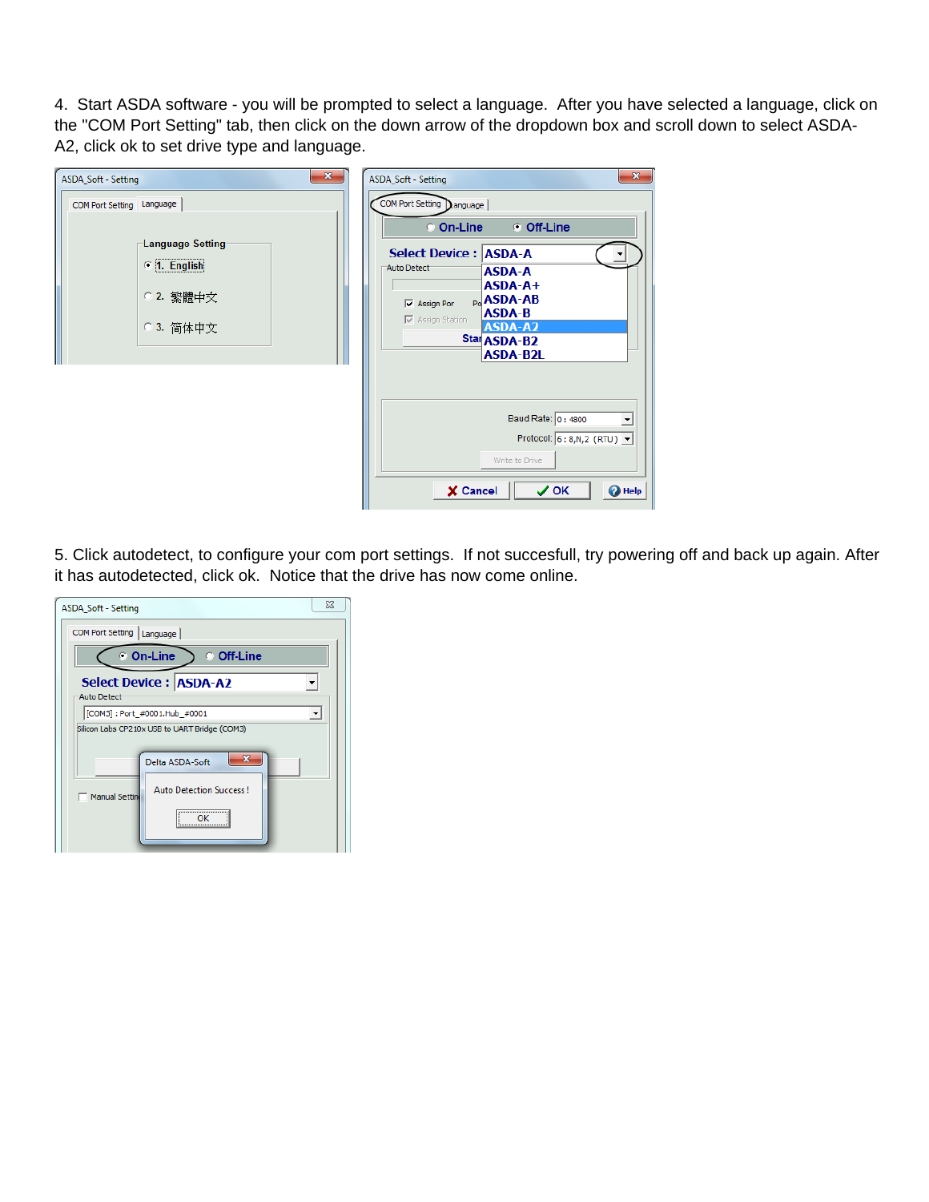4. Start ASDA software - you will be prompted to select a language. After you have selected a language, click on the "COM Port Setting" tab, then click on the down arrow of the dropdown box and scroll down to select ASDA-A2, click ok to set drive type and language.

5. Click autodetect, to configure your com port settings. If not succesfull, try powering off and back up again. After it has autodetected, click ok. Notice that the drive has now come online.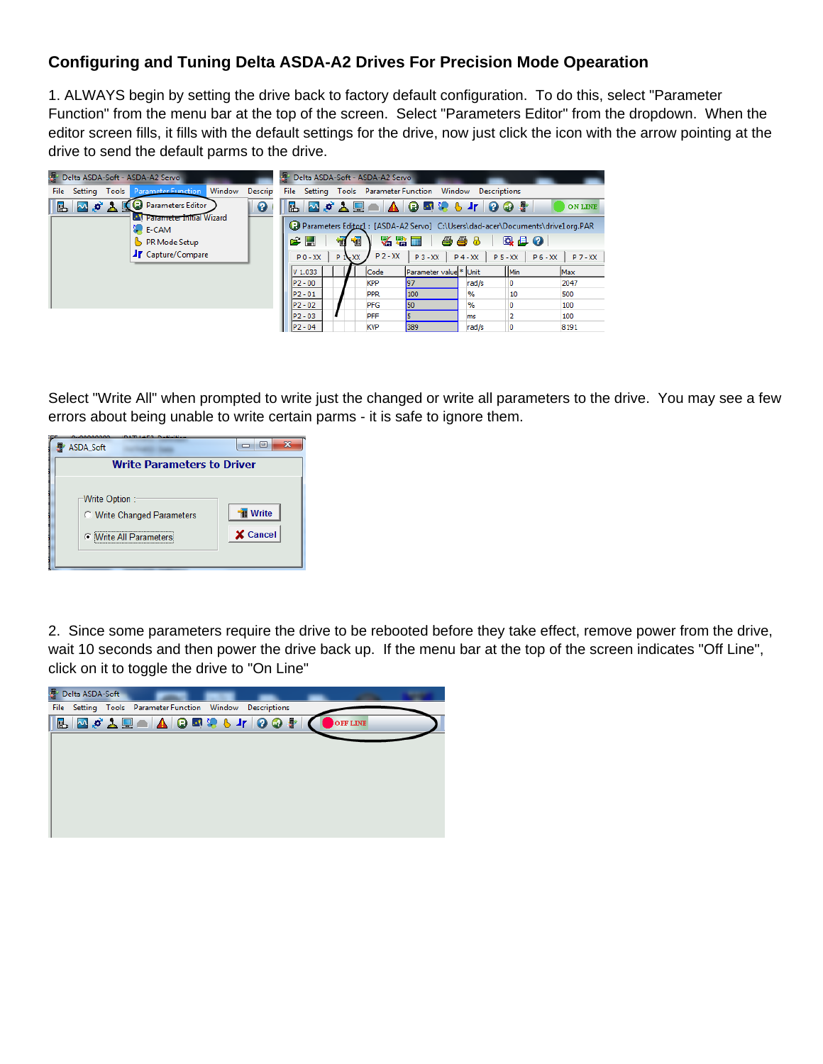### Configuring and Tuning Delta ASDA-A2 Drives For Precision Mode Opearation

1. ALWAYS begin by setting the drive back to factory default configuration. To do this, select "Parameter Function" from the menu bar at the top of the screen. Select "Parameters Editor" from the dropdown. When the editor screen fills, it fills with the default settings for the drive, now just click the icon with the arrow pointing at the drive to send the default parms to the drive.

Select "Write All" when prompted to write just the changed or write all parameters to the drive. You may see a few errors about being unable to write certain parms - it is safe to ignore them.

2. Since some parameters require the drive to be rebooted before they take effect, remove power from the drive, wait 10 seconds and then power the drive back up. If the menu bar at the top of the screen indicates "Off Line", click on it to toggle the drive to "On Line"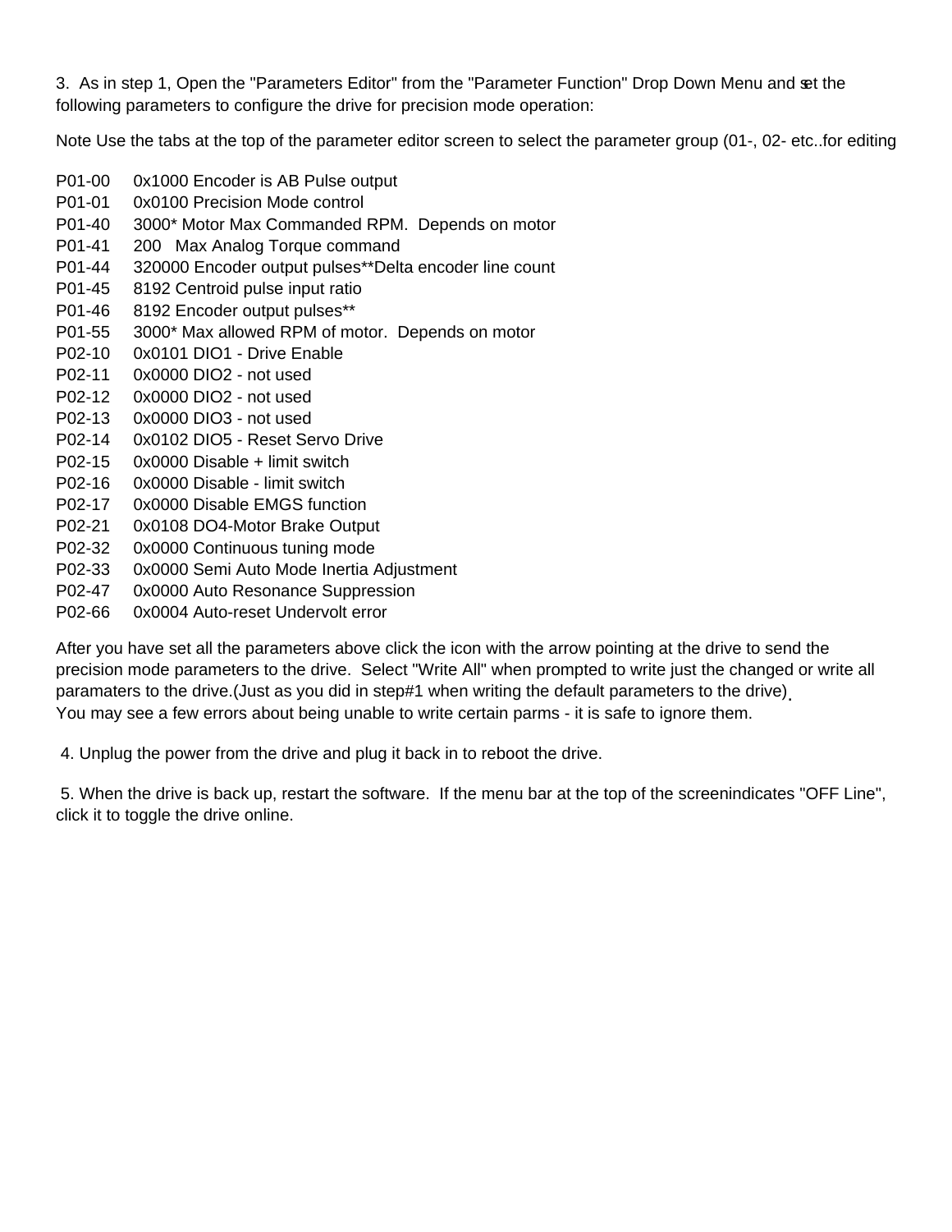3. As in step 1, Open the "Parameters Editor" from the "Parameter Function" Drop Down Menu and set the following parameters to configure the drive for precision mode operation:

Note Use the tabs at the top of the parameter editor screen to select the parameter group (01-, 02- etc..for editing

| | |
|---|---|
| P01-00 | 0x1000 Encoder is AB Pulse output |
| P01-01 | 0x0100 Precision Mode control |
| P01-40 | 3000* Motor Max Commanded RPM. Depends on motor |
| P01-41 | 200 Max Analog Torque command |
| P01-44 | 320000 Encoder output pulses**Delta encoder line count |
| P01-45 | 8192 Centroid pulse input ratio |
| P01-46 | 8192 Encoder output pulses** |
| P01-55 | 3000* Max allowed RPM of motor. Depends on motor |
| P02-10 | 0x0101 DIO1 - Drive Enable |
| P02-11 | 0x0000 DIO2 - not used |
| P02-12 | 0x0000 DIO2 - not used |
| P02-13 | 0x0000 DIO3 - not used |
| P02-14 | 0x0102 DIO5 - Reset Servo Drive |
| P02-15 | 0x0000 Disable + limit switch |
| P02-16 | 0x0000 Disable - limit switch |
| P02-17 | 0x0000 Disable EMGS function |
| P02-21 | 0x0108 DO4-Motor Brake Output |
| P02-32 | 0x0000 Continuous tuning mode |
| P02-33 | 0x0000 Semi Auto Mode Inertia Adjustment |
| P02-47 | 0x0000 Auto Resonance Suppression |
| P02-66 | 0x0004 Auto-reset Undervolt error |

After you have set all the parameters above click the icon with the arrow pointing at the drive to send the precision mode parameters to the drive. Select "Write All" when prompted to write just the changed or write all paramaters to the drive.(Just as you did in step#1 when writing the default parameters to the drive).
You may see a few errors about being unable to write certain parms - it is safe to ignore them.

4. Unplug the power from the drive and plug it back in to reboot the drive.

5. When the drive is back up, restart the software. If the menu bar at the top of the screenindicates "OFF Line", click it to toggle the drive online.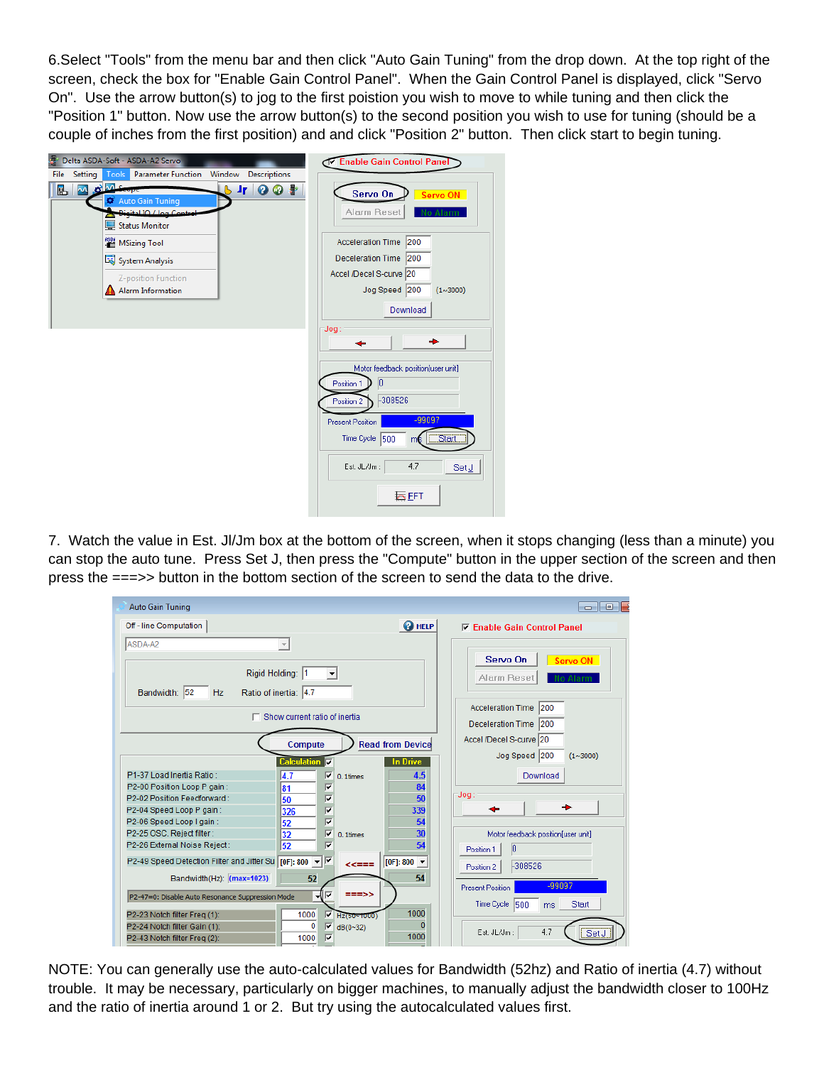6.Select "Tools" from the menu bar and then click "Auto Gain Tuning" from the drop down.  At the top right of the screen, check the box for "Enable Gain Control Panel".  When the Gain Control Panel is displayed, click "Servo On".  Use the arrow button(s) to jog to the first poistion you wish to move to while tuning and then click the "Position 1" button. Now use the arrow button(s) to the second position you wish to use for tuning (should be a couple of inches from the first position) and and click "Position 2" button.  Then click start to begin tuning.

7.  Watch the value in Est. Jl/Jm box at the bottom of the screen, when it stops changing (less than a minute) you can stop the auto tune.  Press Set J, then press the "Compute" button in the upper section of the screen and then press the ===>> button in the bottom section of the screen to send the data to the drive.

NOTE: You can generally use the auto-calculated values for Bandwidth (52hz) and Ratio of inertia (4.7) without trouble.  It may be necessary, particularly on bigger machines, to manually adjust the bandwidth closer to 100Hz and the ratio of inertia around 1 or 2.  But try using the autocalculated values first.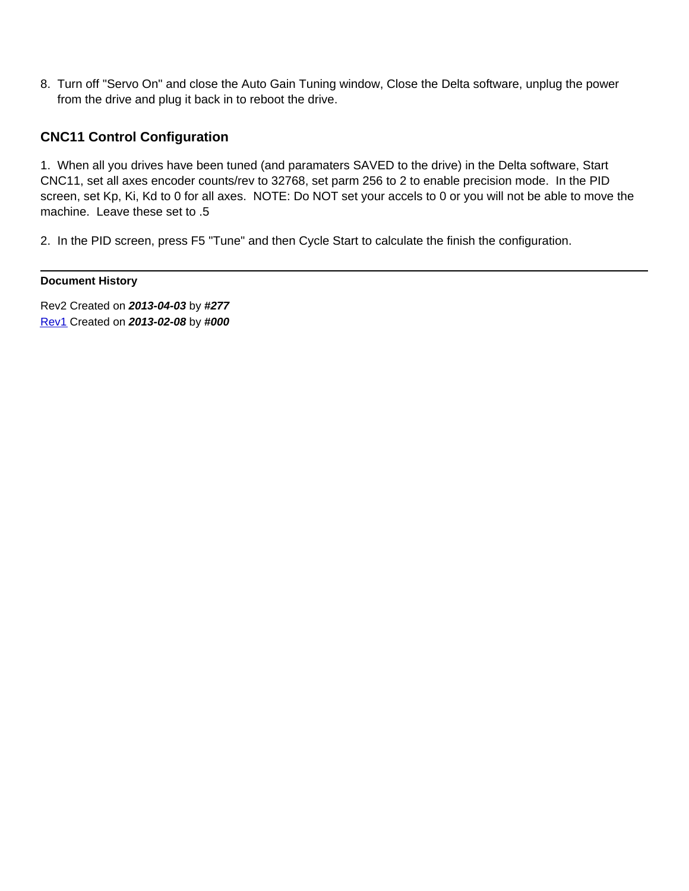8. Turn off "Servo On" and close the Auto Gain Tuning window, Close the Delta software, unplug the power from the drive and plug it back in to reboot the drive.

### CNC11 Control Configuration

1. When all you drives have been tuned (and paramaters SAVED to the drive) in the Delta software, Start CNC11, set all axes encoder counts/rev to 32768, set parm 256 to 2 to enable precision mode. In the PID screen, set Kp, Ki, Kd to 0 for all axes. NOTE: Do NOT set your accels to 0 or you will not be able to move the machine. Leave these set to .5

2. In the PID screen, press F5 "Tune" and then Cycle Start to calculate the finish the configuration.

---

**Document History**

Rev2 Created on ***2013-04-03*** by ***#277***
Rev1 Created on ***2013-02-08*** by ***#000***